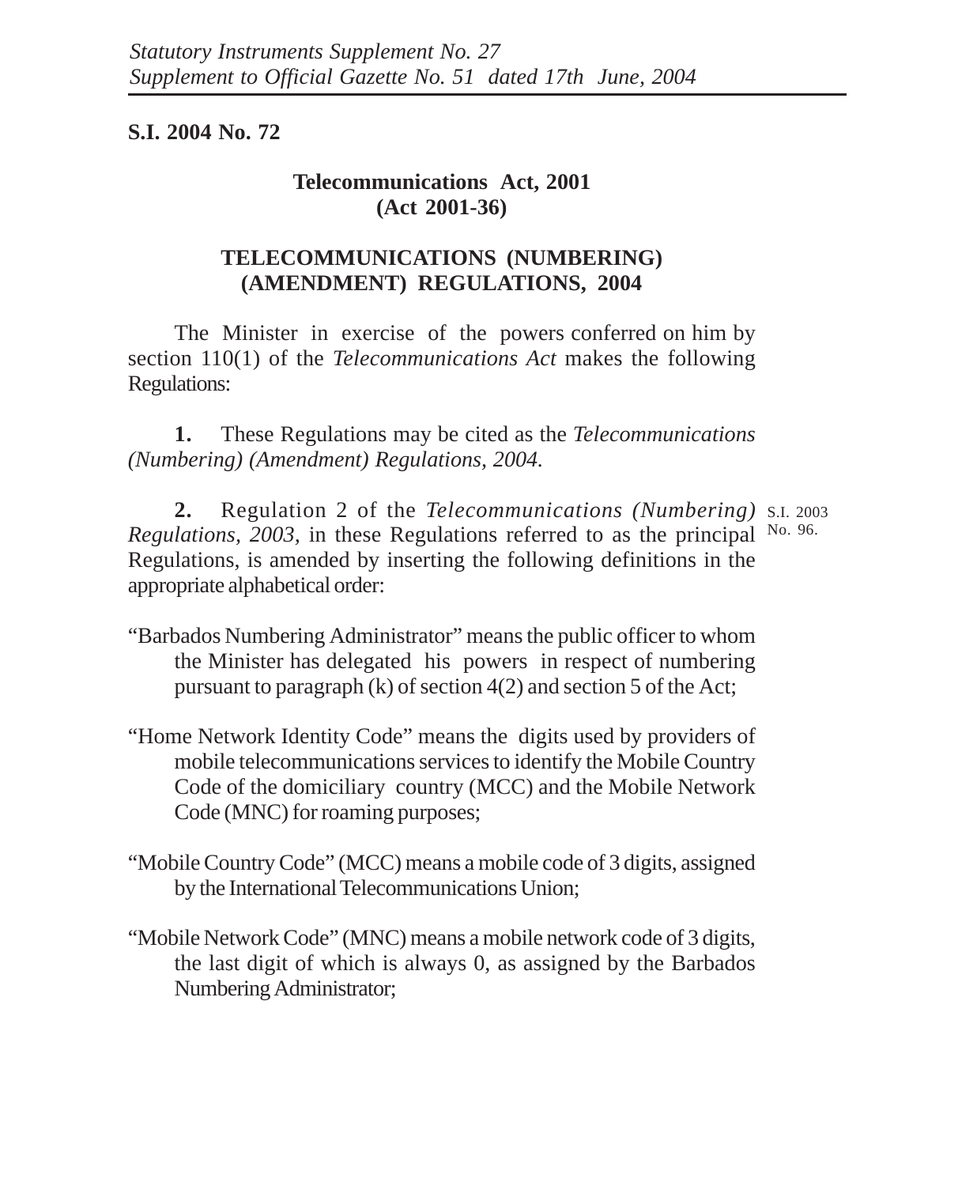*Statutory Instruments Supplement No. 27*
*Supplement to Official Gazette No. 51 dated 17th June, 2004*

**S.I. 2004 No. 72**

**Telecommunications Act, 2001**
**(Act 2001-36)**

## TELECOMMUNICATIONS (NUMBERING) (AMENDMENT) REGULATIONS, 2004

The Minister in exercise of the powers conferred on him by section 110(1) of the *Telecommunications Act* makes the following Regulations:

**1.** These Regulations may be cited as the *Telecommunications (Numbering) (Amendment) Regulations, 2004.*

**2.** Regulation 2 of the *Telecommunications (Numbering) Regulations, 2003*, in these Regulations referred to as the principal Regulations, is amended by inserting the following definitions in the appropriate alphabetical order:

S.I. 2003 No. 96.

"Barbados Numbering Administrator" means the public officer to whom the Minister has delegated his powers in respect of numbering pursuant to paragraph (k) of section 4(2) and section 5 of the Act;

"Home Network Identity Code" means the digits used by providers of mobile telecommunications services to identify the Mobile Country Code of the domiciliary country (MCC) and the Mobile Network Code (MNC) for roaming purposes;

"Mobile Country Code" (MCC) means a mobile code of 3 digits, assigned by the International Telecommunications Union;

"Mobile Network Code" (MNC) means a mobile network code of 3 digits, the last digit of which is always 0, as assigned by the Barbados Numbering Administrator;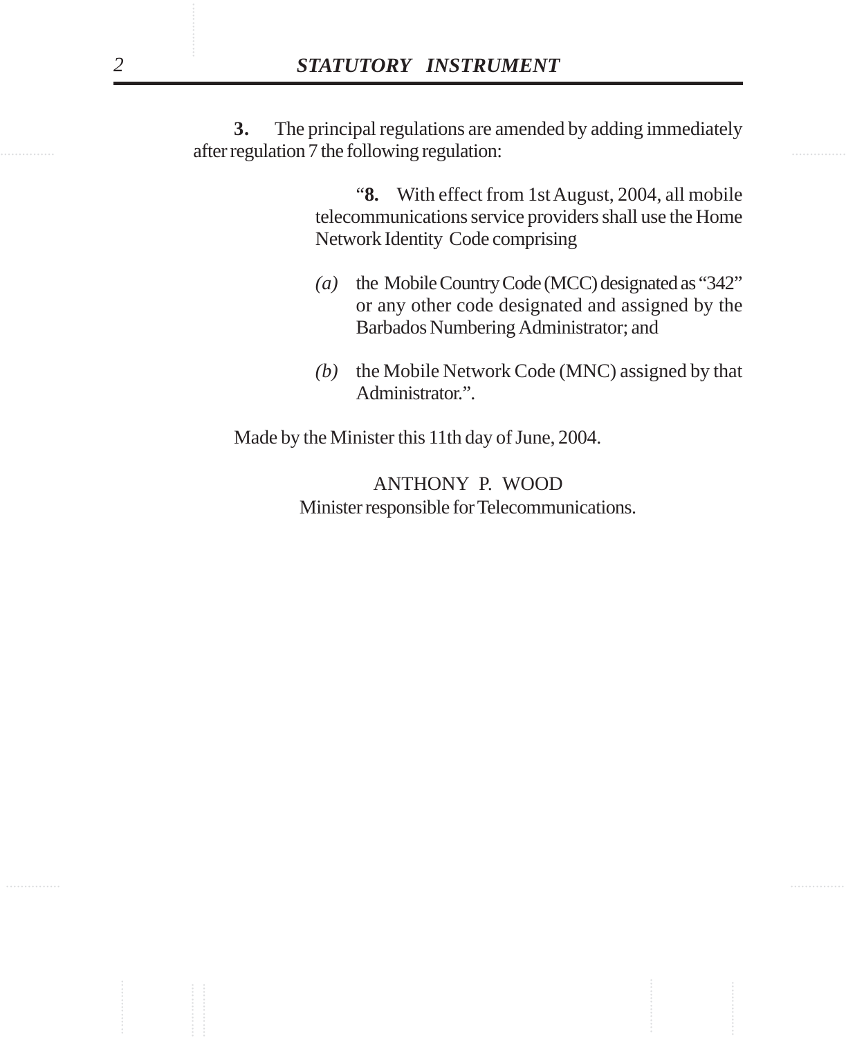**3.** The principal regulations are amended by adding immediately after regulation 7 the following regulation:

> "**8.** With effect from 1st August, 2004, all mobile telecommunications service providers shall use the Home Network Identity Code comprising
>
> *(a)* the Mobile Country Code (MCC) designated as "342" or any other code designated and assigned by the Barbados Numbering Administrator; and
>
> *(b)* the Mobile Network Code (MNC) assigned by that Administrator.".

Made by the Minister this 11th day of June, 2004.

ANTHONY P. WOOD
Minister responsible for Telecommunications.